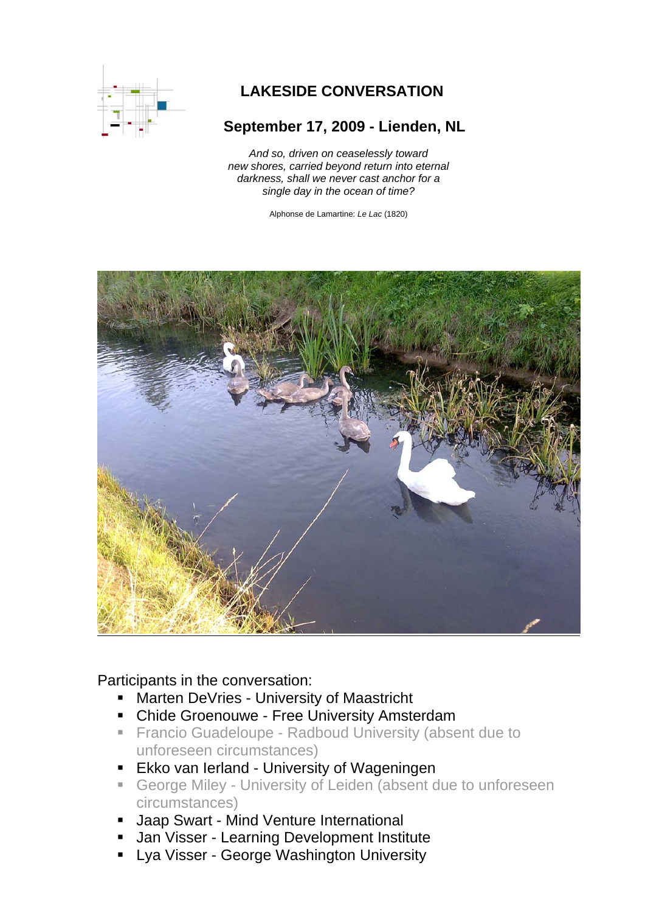# LAKESIDE CONVERSATION

## September 17, 2009 - Lienden, NL

*And so, driven on ceaselessly toward new shores, carried beyond return into eternal darkness, shall we never cast anchor for a single day in the ocean of time?*

Alphonse de Lamartine: *Le Lac* (1820)

Participants in the conversation:

- Marten DeVries - University of Maastricht
- Chide Groenouwe - Free University Amsterdam
- Francio Guadeloupe - Radboud University (absent due to unforeseen circumstances)
- Ekko van Ierland - University of Wageningen
- George Miley - University of Leiden (absent due to unforeseen circumstances)
- Jaap Swart - Mind Venture International
- Jan Visser - Learning Development Institute
- Lya Visser - George Washington University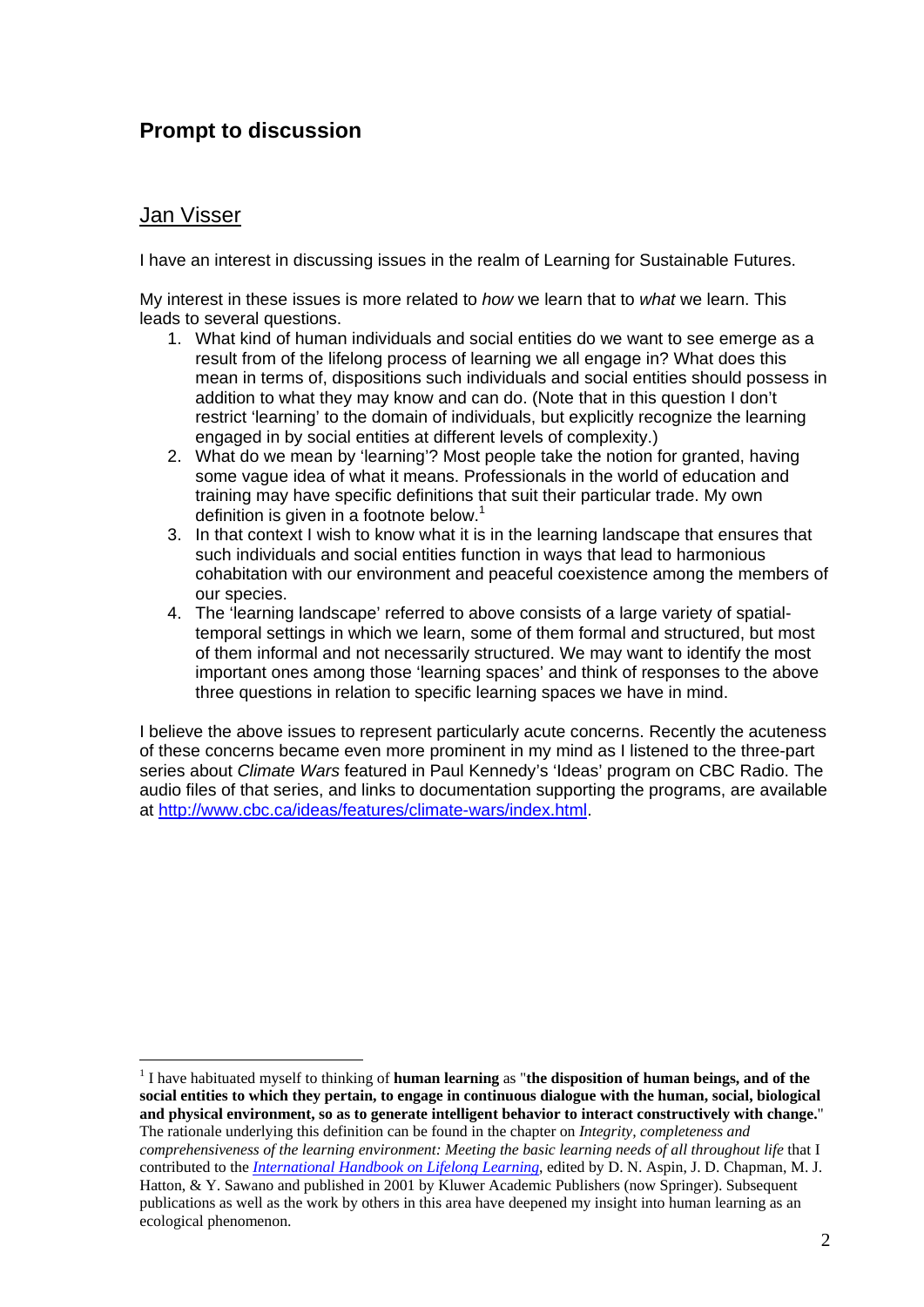## Prompt to discussion

## Jan Visser

I have an interest in discussing issues in the realm of Learning for Sustainable Futures.

My interest in these issues is more related to *how* we learn that to *what* we learn. This leads to several questions.

1. What kind of human individuals and social entities do we want to see emerge as a result from of the lifelong process of learning we all engage in? What does this mean in terms of, dispositions such individuals and social entities should possess in addition to what they may know and can do. (Note that in this question I don't restrict 'learning' to the domain of individuals, but explicitly recognize the learning engaged in by social entities at different levels of complexity.)
2. What do we mean by 'learning'? Most people take the notion for granted, having some vague idea of what it means. Professionals in the world of education and training may have specific definitions that suit their particular trade. My own definition is given in a footnote below.[1]
3. In that context I wish to know what it is in the learning landscape that ensures that such individuals and social entities function in ways that lead to harmonious cohabitation with our environment and peaceful coexistence among the members of our species.
4. The 'learning landscape' referred to above consists of a large variety of spatial-temporal settings in which we learn, some of them formal and structured, but most of them informal and not necessarily structured. We may want to identify the most important ones among those 'learning spaces' and think of responses to the above three questions in relation to specific learning spaces we have in mind.

I believe the above issues to represent particularly acute concerns. Recently the acuteness of these concerns became even more prominent in my mind as I listened to the three-part series about *Climate Wars* featured in Paul Kennedy's 'Ideas' program on CBC Radio. The audio files of that series, and links to documentation supporting the programs, are available at http://www.cbc.ca/ideas/features/climate-wars/index.html.

---

[1] I have habituated myself to thinking of **human learning** as "**the disposition of human beings, and of the social entities to which they pertain, to engage in continuous dialogue with the human, social, biological and physical environment, so as to generate intelligent behavior to interact constructively with change.**" The rationale underlying this definition can be found in the chapter on *Integrity, completeness and comprehensiveness of the learning environment: Meeting the basic learning needs of all throughout life* that I contributed to the *International Handbook on Lifelong Learning*, edited by D. N. Aspin, J. D. Chapman, M. J. Hatton, & Y. Sawano and published in 2001 by Kluwer Academic Publishers (now Springer). Subsequent publications as well as the work by others in this area have deepened my insight into human learning as an ecological phenomenon.